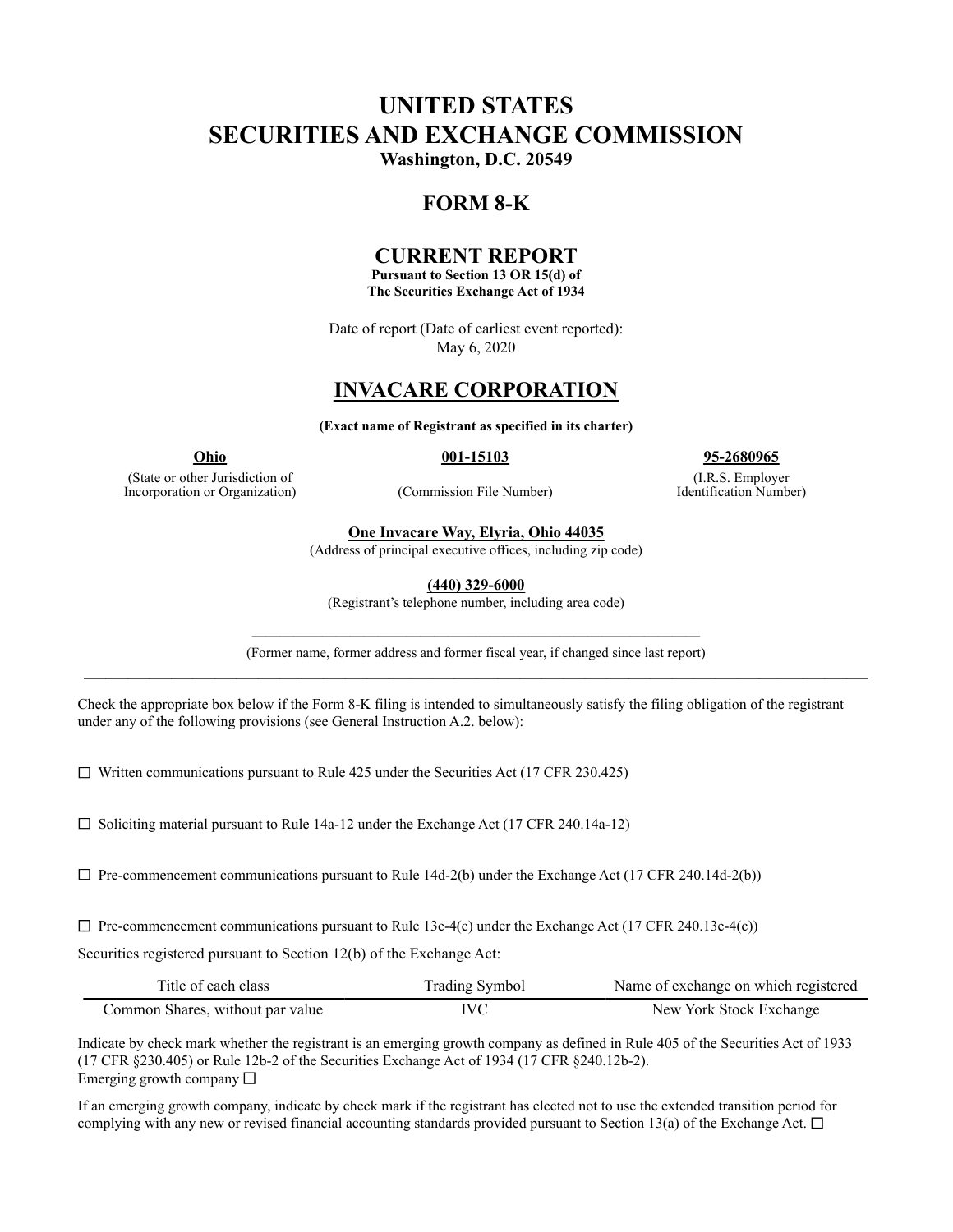# UNITED STATES
# SECURITIES AND EXCHANGE COMMISSION

**Washington, D.C. 20549**

## FORM 8-K

## CURRENT REPORT

**Pursuant to Section 13 OR 15(d) of**
**The Securities Exchange Act of 1934**

Date of report (Date of earliest event reported):
May 6, 2020

## INVACARE CORPORATION

**(Exact name of Registrant as specified in its charter)**

| **Ohio** | **001-15103** | **95-2680965** |
|---|---|---|
| (State or other Jurisdiction of Incorporation or Organization) | (Commission File Number) | (I.R.S. Employer Identification Number) |

**One Invacare Way, Elyria, Ohio 44035**
(Address of principal executive offices, including zip code)

**(440) 329-6000**
(Registrant's telephone number, including area code)

(Former name, former address and former fiscal year, if changed since last report)

---

Check the appropriate box below if the Form 8-K filing is intended to simultaneously satisfy the filing obligation of the registrant under any of the following provisions (see General Instruction A.2. below):

☐ Written communications pursuant to Rule 425 under the Securities Act (17 CFR 230.425)

☐ Soliciting material pursuant to Rule 14a-12 under the Exchange Act (17 CFR 240.14a-12)

☐ Pre-commencement communications pursuant to Rule 14d-2(b) under the Exchange Act (17 CFR 240.14d-2(b))

☐ Pre-commencement communications pursuant to Rule 13e-4(c) under the Exchange Act (17 CFR 240.13e-4(c))

Securities registered pursuant to Section 12(b) of the Exchange Act:

| Title of each class | Trading Symbol | Name of exchange on which registered |
|---|---|---|
| Common Shares, without par value | IVC | New York Stock Exchange |

Indicate by check mark whether the registrant is an emerging growth company as defined in Rule 405 of the Securities Act of 1933 (17 CFR §230.405) or Rule 12b-2 of the Securities Exchange Act of 1934 (17 CFR §240.12b-2).
Emerging growth company ☐

If an emerging growth company, indicate by check mark if the registrant has elected not to use the extended transition period for complying with any new or revised financial accounting standards provided pursuant to Section 13(a) of the Exchange Act. ☐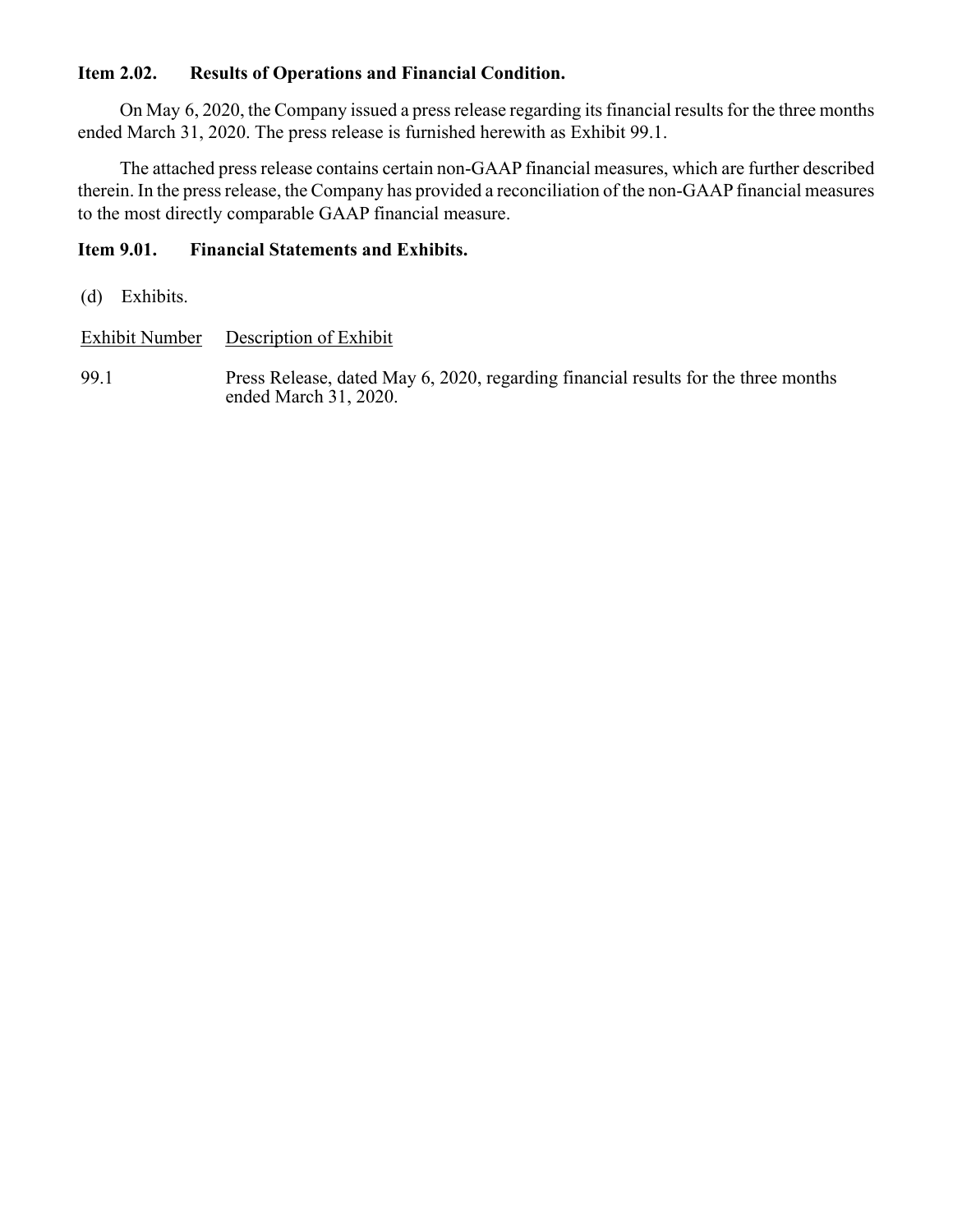**Item 2.02. Results of Operations and Financial Condition.**

On May 6, 2020, the Company issued a press release regarding its financial results for the three months ended March 31, 2020. The press release is furnished herewith as Exhibit 99.1.

The attached press release contains certain non-GAAP financial measures, which are further described therein. In the press release, the Company has provided a reconciliation of the non-GAAP financial measures to the most directly comparable GAAP financial measure.

**Item 9.01. Financial Statements and Exhibits.**

(d) Exhibits.

| Exhibit Number | Description of Exhibit |
|---|---|
| 99.1 | Press Release, dated May 6, 2020, regarding financial results for the three months ended March 31, 2020. |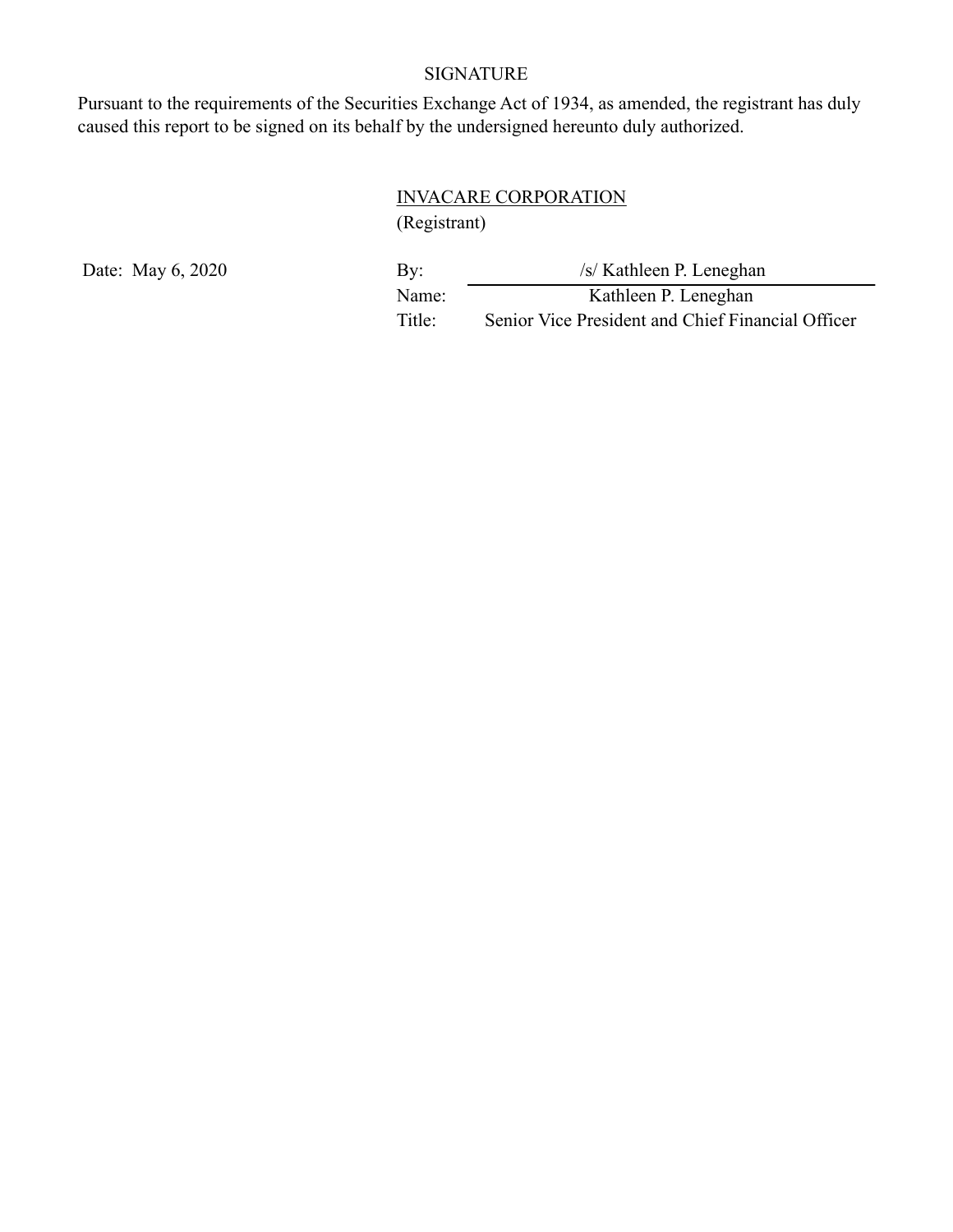## SIGNATURE

Pursuant to the requirements of the Securities Exchange Act of 1934, as amended, the registrant has duly caused this report to be signed on its behalf by the undersigned hereunto duly authorized.

INVACARE CORPORATION
(Registrant)

Date: May 6, 2020

By: /s/ Kathleen P. Leneghan
Name: Kathleen P. Leneghan
Title: Senior Vice President and Chief Financial Officer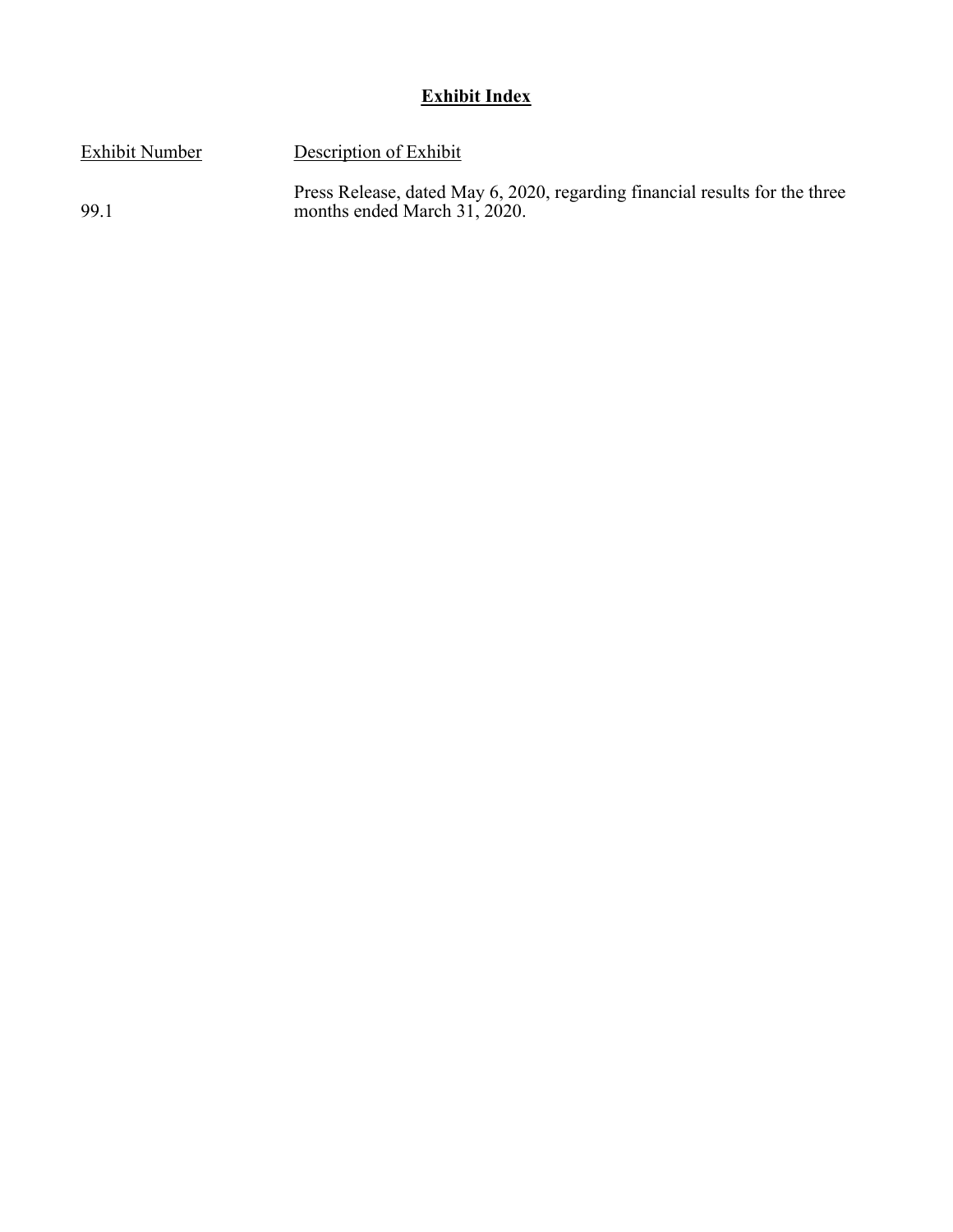## Exhibit Index

| Exhibit Number | Description of Exhibit |
|---|---|
| 99.1 | Press Release, dated May 6, 2020, regarding financial results for the three months ended March 31, 2020. |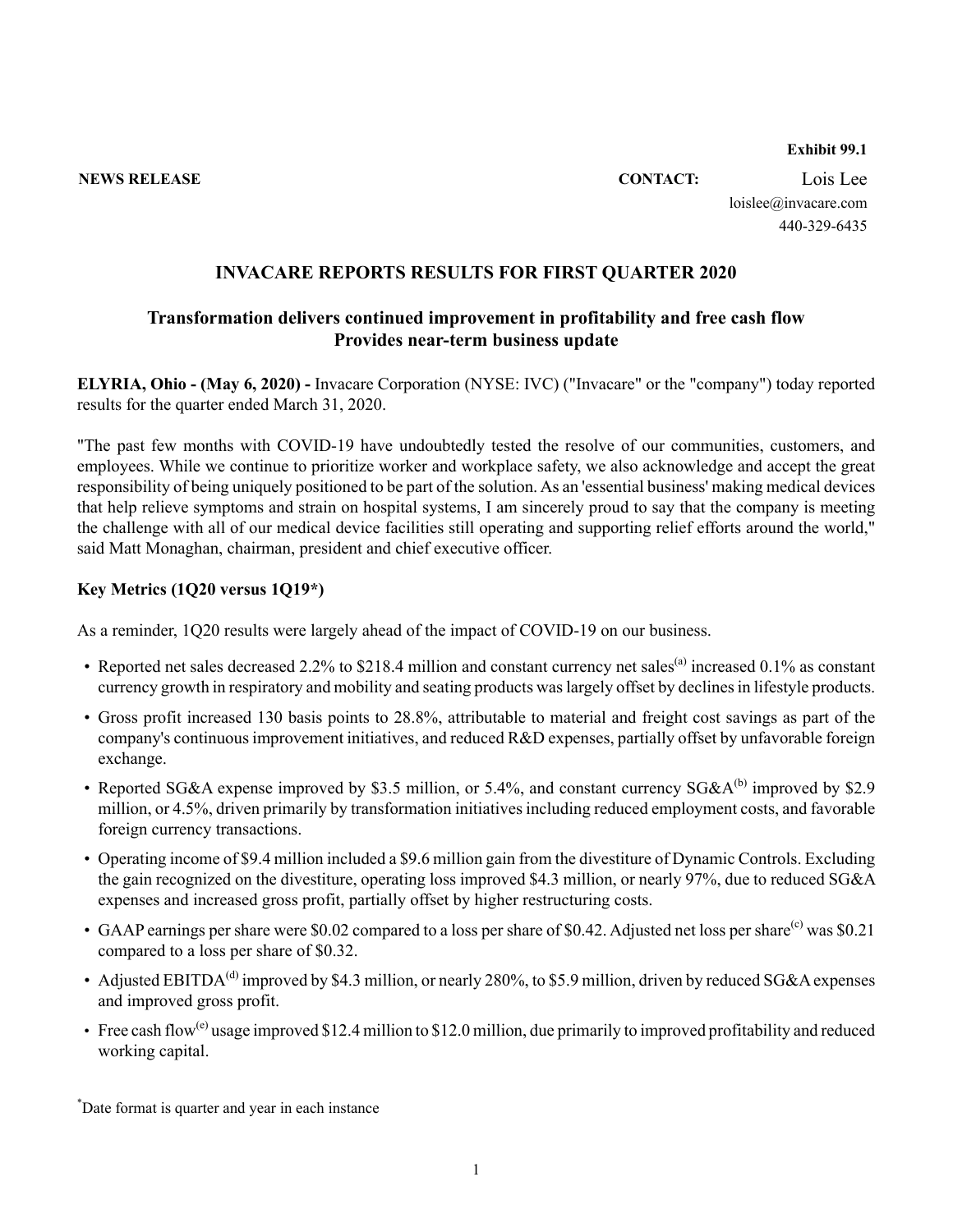**Exhibit 99.1**

**NEWS RELEASE** **CONTACT:** Lois Lee
loislee@invacare.com
440-329-6435

# INVACARE REPORTS RESULTS FOR FIRST QUARTER 2020

## Transformation delivers continued improvement in profitability and free cash flow
## Provides near-term business update

**ELYRIA, Ohio - (May 6, 2020) -** Invacare Corporation (NYSE: IVC) ("Invacare" or the "company") today reported results for the quarter ended March 31, 2020.

"The past few months with COVID-19 have undoubtedly tested the resolve of our communities, customers, and employees. While we continue to prioritize worker and workplace safety, we also acknowledge and accept the great responsibility of being uniquely positioned to be part of the solution. As an 'essential business' making medical devices that help relieve symptoms and strain on hospital systems, I am sincerely proud to say that the company is meeting the challenge with all of our medical device facilities still operating and supporting relief efforts around the world," said Matt Monaghan, chairman, president and chief executive officer.

**Key Metrics (1Q20 versus 1Q19*)**

As a reminder, 1Q20 results were largely ahead of the impact of COVID-19 on our business.

- Reported net sales decreased 2.2% to $218.4 million and constant currency net sales[(a)] increased 0.1% as constant currency growth in respiratory and mobility and seating products was largely offset by declines in lifestyle products.
- Gross profit increased 130 basis points to 28.8%, attributable to material and freight cost savings as part of the company's continuous improvement initiatives, and reduced R&D expenses, partially offset by unfavorable foreign exchange.
- Reported SG&A expense improved by $3.5 million, or 5.4%, and constant currency SG&A[(b)] improved by $2.9 million, or 4.5%, driven primarily by transformation initiatives including reduced employment costs, and favorable foreign currency transactions.
- Operating income of $9.4 million included a $9.6 million gain from the divestiture of Dynamic Controls. Excluding the gain recognized on the divestiture, operating loss improved $4.3 million, or nearly 97%, due to reduced SG&A expenses and increased gross profit, partially offset by higher restructuring costs.
- GAAP earnings per share were $0.02 compared to a loss per share of $0.42. Adjusted net loss per share[(c)] was $0.21 compared to a loss per share of $0.32.
- Adjusted EBITDA[(d)] improved by $4.3 million, or nearly 280%, to $5.9 million, driven by reduced SG&A expenses and improved gross profit.
- Free cash flow[(e)] usage improved $12.4 million to $12.0 million, due primarily to improved profitability and reduced working capital.

*Date format is quarter and year in each instance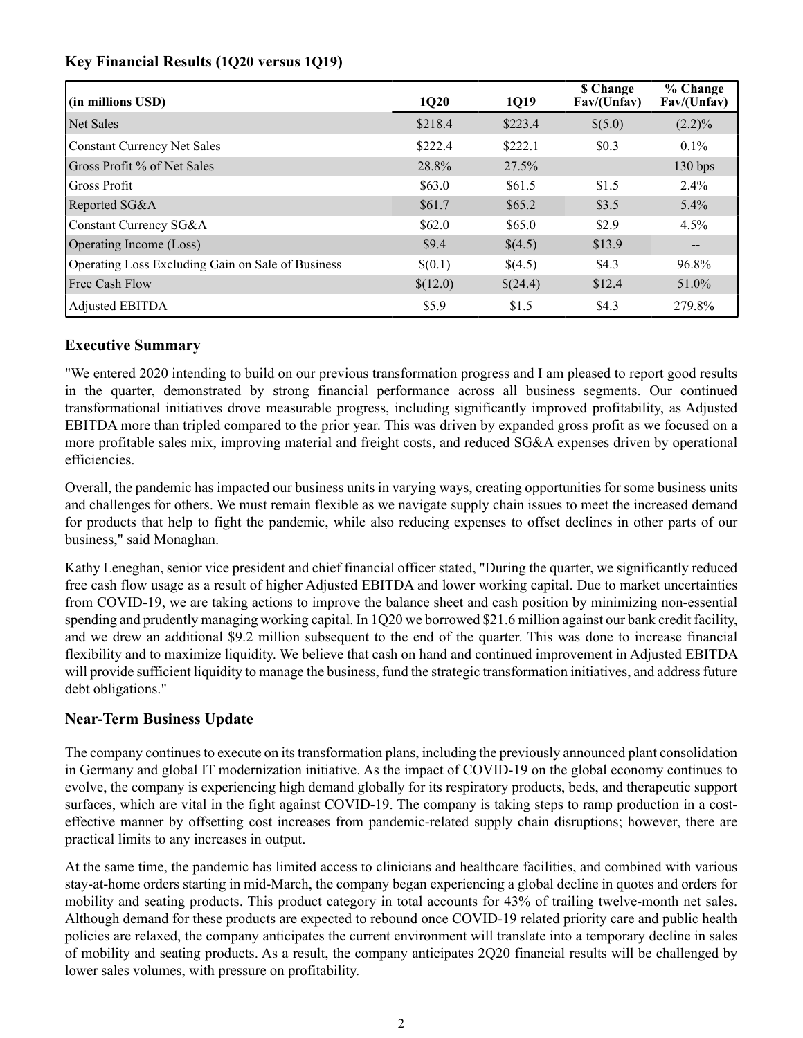### Key Financial Results (1Q20 versus 1Q19)

| (in millions USD) | 1Q20 | 1Q19 | $ Change Fav/(Unfav) | % Change Fav/(Unfav) |
|---|---|---|---|---|
| Net Sales | $218.4 | $223.4 | $(5.0) | (2.2)% |
| Constant Currency Net Sales | $222.4 | $222.1 | $0.3 | 0.1% |
| Gross Profit % of Net Sales | 28.8% | 27.5% | | 130 bps |
| Gross Profit | $63.0 | $61.5 | $1.5 | 2.4% |
| Reported SG&A | $61.7 | $65.2 | $3.5 | 5.4% |
| Constant Currency SG&A | $62.0 | $65.0 | $2.9 | 4.5% |
| Operating Income (Loss) | $9.4 | $(4.5) | $13.9 | -- |
| Operating Loss Excluding Gain on Sale of Business | $(0.1) | $(4.5) | $4.3 | 96.8% |
| Free Cash Flow | $(12.0) | $(24.4) | $12.4 | 51.0% |
| Adjusted EBITDA | $5.9 | $1.5 | $4.3 | 279.8% |

## Executive Summary

"We entered 2020 intending to build on our previous transformation progress and I am pleased to report good results in the quarter, demonstrated by strong financial performance across all business segments. Our continued transformational initiatives drove measurable progress, including significantly improved profitability, as Adjusted EBITDA more than tripled compared to the prior year. This was driven by expanded gross profit as we focused on a more profitable sales mix, improving material and freight costs, and reduced SG&A expenses driven by operational efficiencies.

Overall, the pandemic has impacted our business units in varying ways, creating opportunities for some business units and challenges for others. We must remain flexible as we navigate supply chain issues to meet the increased demand for products that help to fight the pandemic, while also reducing expenses to offset declines in other parts of our business," said Monaghan.

Kathy Leneghan, senior vice president and chief financial officer stated, "During the quarter, we significantly reduced free cash flow usage as a result of higher Adjusted EBITDA and lower working capital. Due to market uncertainties from COVID-19, we are taking actions to improve the balance sheet and cash position by minimizing non-essential spending and prudently managing working capital. In 1Q20 we borrowed $21.6 million against our bank credit facility, and we drew an additional $9.2 million subsequent to the end of the quarter. This was done to increase financial flexibility and to maximize liquidity. We believe that cash on hand and continued improvement in Adjusted EBITDA will provide sufficient liquidity to manage the business, fund the strategic transformation initiatives, and address future debt obligations."

## Near-Term Business Update

The company continues to execute on its transformation plans, including the previously announced plant consolidation in Germany and global IT modernization initiative. As the impact of COVID-19 on the global economy continues to evolve, the company is experiencing high demand globally for its respiratory products, beds, and therapeutic support surfaces, which are vital in the fight against COVID-19. The company is taking steps to ramp production in a cost-effective manner by offsetting cost increases from pandemic-related supply chain disruptions; however, there are practical limits to any increases in output.

At the same time, the pandemic has limited access to clinicians and healthcare facilities, and combined with various stay-at-home orders starting in mid-March, the company began experiencing a global decline in quotes and orders for mobility and seating products. This product category in total accounts for 43% of trailing twelve-month net sales. Although demand for these products are expected to rebound once COVID-19 related priority care and public health policies are relaxed, the company anticipates the current environment will translate into a temporary decline in sales of mobility and seating products. As a result, the company anticipates 2Q20 financial results will be challenged by lower sales volumes, with pressure on profitability.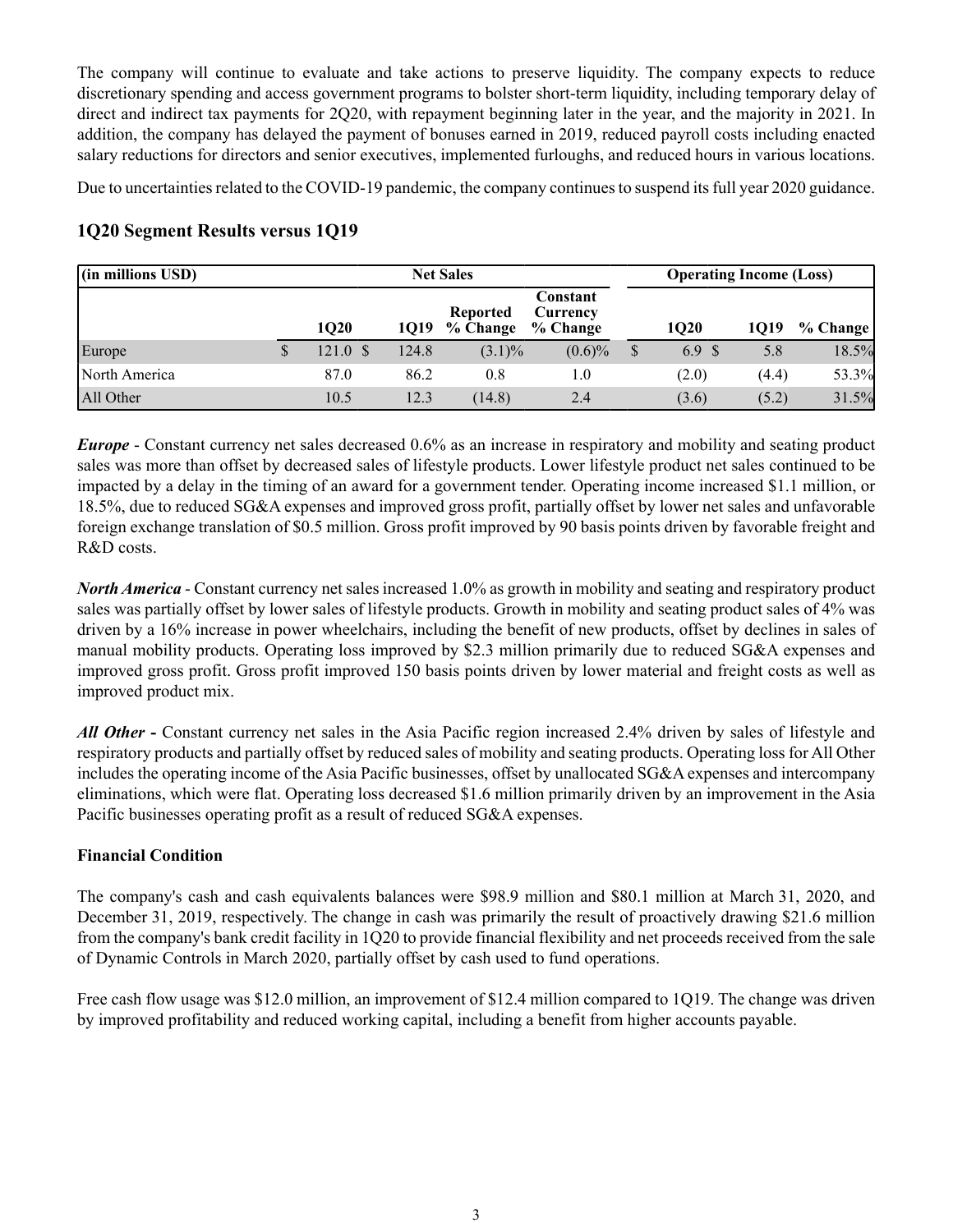The company will continue to evaluate and take actions to preserve liquidity. The company expects to reduce discretionary spending and access government programs to bolster short-term liquidity, including temporary delay of direct and indirect tax payments for 2Q20, with repayment beginning later in the year, and the majority in 2021. In addition, the company has delayed the payment of bonuses earned in 2019, reduced payroll costs including enacted salary reductions for directors and senior executives, implemented furloughs, and reduced hours in various locations.

Due to uncertainties related to the COVID-19 pandemic, the company continues to suspend its full year 2020 guidance.

## 1Q20 Segment Results versus 1Q19

| (in millions USD) | Net Sales | | | | Operating Income (Loss) | | |
|---|---|---|---|---|---|---|---|
| | 1Q20 | 1Q19 | Reported % Change | Constant Currency % Change | 1Q20 | 1Q19 | % Change |
| Europe | $ 121.0 | $ 124.8 | (3.1)% | (0.6)% | $ 6.9 | $ 5.8 | 18.5% |
| North America | 87.0 | 86.2 | 0.8 | 1.0 | (2.0) | (4.4) | 53.3% |
| All Other | 10.5 | 12.3 | (14.8) | 2.4 | (3.6) | (5.2) | 31.5% |

***Europe*** - Constant currency net sales decreased 0.6% as an increase in respiratory and mobility and seating product sales was more than offset by decreased sales of lifestyle products. Lower lifestyle product net sales continued to be impacted by a delay in the timing of an award for a government tender. Operating income increased $1.1 million, or 18.5%, due to reduced SG&A expenses and improved gross profit, partially offset by lower net sales and unfavorable foreign exchange translation of $0.5 million. Gross profit improved by 90 basis points driven by favorable freight and R&D costs.

***North America*** - Constant currency net sales increased 1.0% as growth in mobility and seating and respiratory product sales was partially offset by lower sales of lifestyle products. Growth in mobility and seating product sales of 4% was driven by a 16% increase in power wheelchairs, including the benefit of new products, offset by declines in sales of manual mobility products. Operating loss improved by $2.3 million primarily due to reduced SG&A expenses and improved gross profit. Gross profit improved 150 basis points driven by lower material and freight costs as well as improved product mix.

***All Other*** **-** Constant currency net sales in the Asia Pacific region increased 2.4% driven by sales of lifestyle and respiratory products and partially offset by reduced sales of mobility and seating products. Operating loss for All Other includes the operating income of the Asia Pacific businesses, offset by unallocated SG&A expenses and intercompany eliminations, which were flat. Operating loss decreased $1.6 million primarily driven by an improvement in the Asia Pacific businesses operating profit as a result of reduced SG&A expenses.

**Financial Condition**

The company's cash and cash equivalents balances were $98.9 million and $80.1 million at March 31, 2020, and December 31, 2019, respectively. The change in cash was primarily the result of proactively drawing $21.6 million from the company's bank credit facility in 1Q20 to provide financial flexibility and net proceeds received from the sale of Dynamic Controls in March 2020, partially offset by cash used to fund operations.

Free cash flow usage was $12.0 million, an improvement of $12.4 million compared to 1Q19. The change was driven by improved profitability and reduced working capital, including a benefit from higher accounts payable.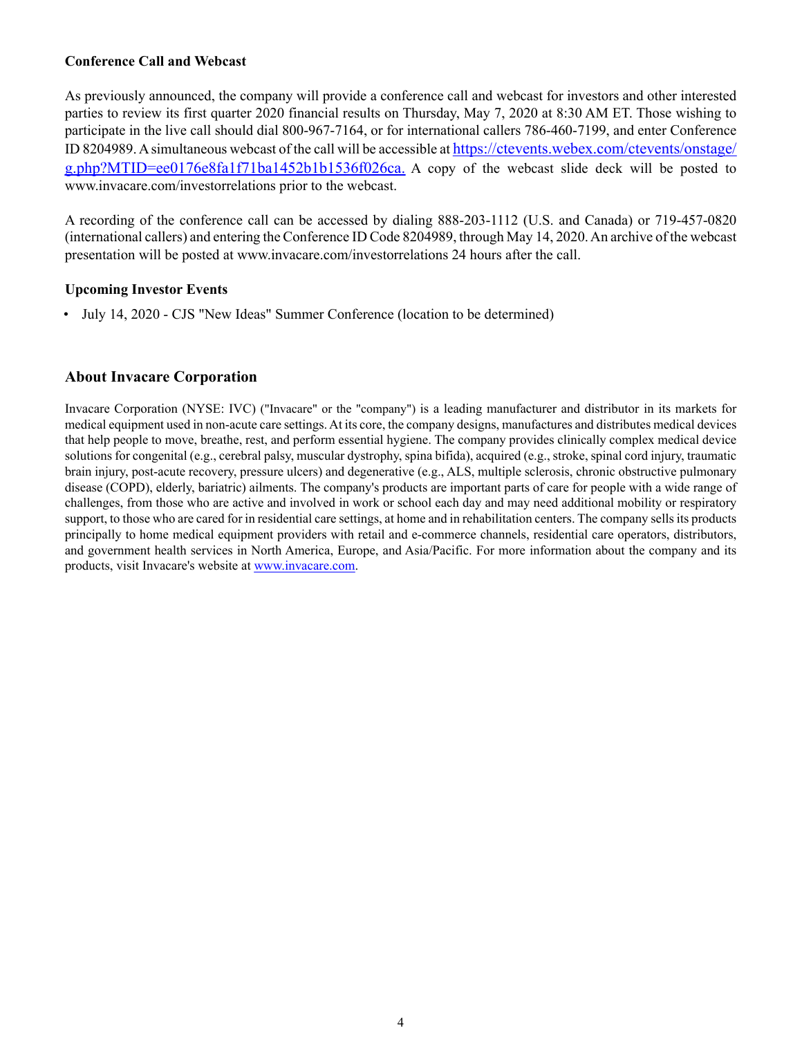**Conference Call and Webcast**

As previously announced, the company will provide a conference call and webcast for investors and other interested parties to review its first quarter 2020 financial results on Thursday, May 7, 2020 at 8:30 AM ET. Those wishing to participate in the live call should dial 800-967-7164, or for international callers 786-460-7199, and enter Conference ID 8204989. A simultaneous webcast of the call will be accessible at [https://ctevents.webex.com/ctevents/onstage/g.php?MTID=ee0176e8fa1f71ba1452b1b1536f026ca.](https://ctevents.webex.com/ctevents/onstage/g.php?MTID=ee0176e8fa1f71ba1452b1b1536f026ca) A copy of the webcast slide deck will be posted to www.invacare.com/investorrelations prior to the webcast.

A recording of the conference call can be accessed by dialing 888-203-1112 (U.S. and Canada) or 719-457-0820 (international callers) and entering the Conference ID Code 8204989, through May 14, 2020. An archive of the webcast presentation will be posted at www.invacare.com/investorrelations 24 hours after the call.

**Upcoming Investor Events**

- July 14, 2020 - CJS "New Ideas" Summer Conference (location to be determined)

## About Invacare Corporation

Invacare Corporation (NYSE: IVC) ("Invacare" or the "company") is a leading manufacturer and distributor in its markets for medical equipment used in non-acute care settings. At its core, the company designs, manufactures and distributes medical devices that help people to move, breathe, rest, and perform essential hygiene. The company provides clinically complex medical device solutions for congenital (e.g., cerebral palsy, muscular dystrophy, spina bifida), acquired (e.g., stroke, spinal cord injury, traumatic brain injury, post-acute recovery, pressure ulcers) and degenerative (e.g., ALS, multiple sclerosis, chronic obstructive pulmonary disease (COPD), elderly, bariatric) ailments. The company's products are important parts of care for people with a wide range of challenges, from those who are active and involved in work or school each day and may need additional mobility or respiratory support, to those who are cared for in residential care settings, at home and in rehabilitation centers. The company sells its products principally to home medical equipment providers with retail and e-commerce channels, residential care operators, distributors, and government health services in North America, Europe, and Asia/Pacific. For more information about the company and its products, visit Invacare's website at [www.invacare.com](www.invacare.com).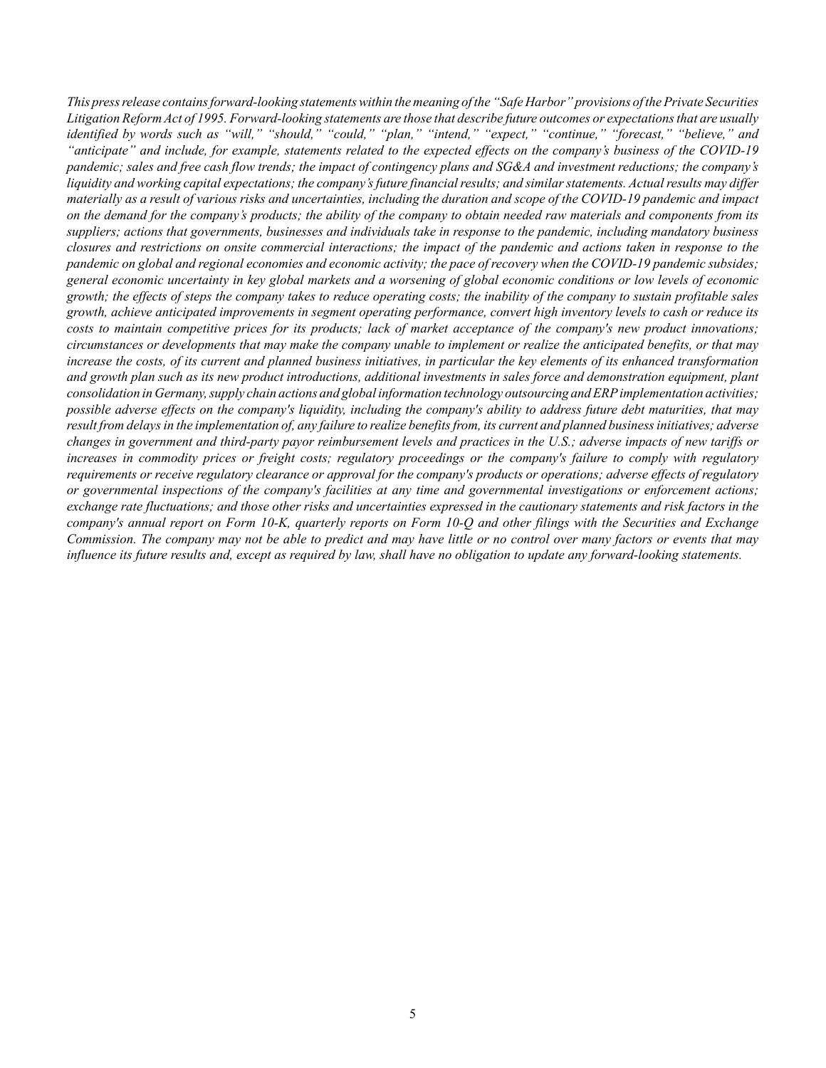*This press release contains forward-looking statements within the meaning of the "Safe Harbor" provisions of the Private Securities Litigation Reform Act of 1995. Forward-looking statements are those that describe future outcomes or expectations that are usually identified by words such as "will," "should," "could," "plan," "intend," "expect," "continue," "forecast," "believe," and "anticipate" and include, for example, statements related to the expected effects on the company's business of the COVID-19 pandemic; sales and free cash flow trends; the impact of contingency plans and SG&A and investment reductions; the company's liquidity and working capital expectations; the company's future financial results; and similar statements. Actual results may differ materially as a result of various risks and uncertainties, including the duration and scope of the COVID-19 pandemic and impact on the demand for the company's products; the ability of the company to obtain needed raw materials and components from its suppliers; actions that governments, businesses and individuals take in response to the pandemic, including mandatory business closures and restrictions on onsite commercial interactions; the impact of the pandemic and actions taken in response to the pandemic on global and regional economies and economic activity; the pace of recovery when the COVID-19 pandemic subsides; general economic uncertainty in key global markets and a worsening of global economic conditions or low levels of economic growth; the effects of steps the company takes to reduce operating costs; the inability of the company to sustain profitable sales growth, achieve anticipated improvements in segment operating performance, convert high inventory levels to cash or reduce its costs to maintain competitive prices for its products; lack of market acceptance of the company's new product innovations; circumstances or developments that may make the company unable to implement or realize the anticipated benefits, or that may increase the costs, of its current and planned business initiatives, in particular the key elements of its enhanced transformation and growth plan such as its new product introductions, additional investments in sales force and demonstration equipment, plant consolidation in Germany, supply chain actions and global information technology outsourcing and ERP implementation activities; possible adverse effects on the company's liquidity, including the company's ability to address future debt maturities, that may result from delays in the implementation of, any failure to realize benefits from, its current and planned business initiatives; adverse changes in government and third-party payor reimbursement levels and practices in the U.S.; adverse impacts of new tariffs or increases in commodity prices or freight costs; regulatory proceedings or the company's failure to comply with regulatory requirements or receive regulatory clearance or approval for the company's products or operations; adverse effects of regulatory or governmental inspections of the company's facilities at any time and governmental investigations or enforcement actions; exchange rate fluctuations; and those other risks and uncertainties expressed in the cautionary statements and risk factors in the company's annual report on Form 10-K, quarterly reports on Form 10-Q and other filings with the Securities and Exchange Commission. The company may not be able to predict and may have little or no control over many factors or events that may influence its future results and, except as required by law, shall have no obligation to update any forward-looking statements.*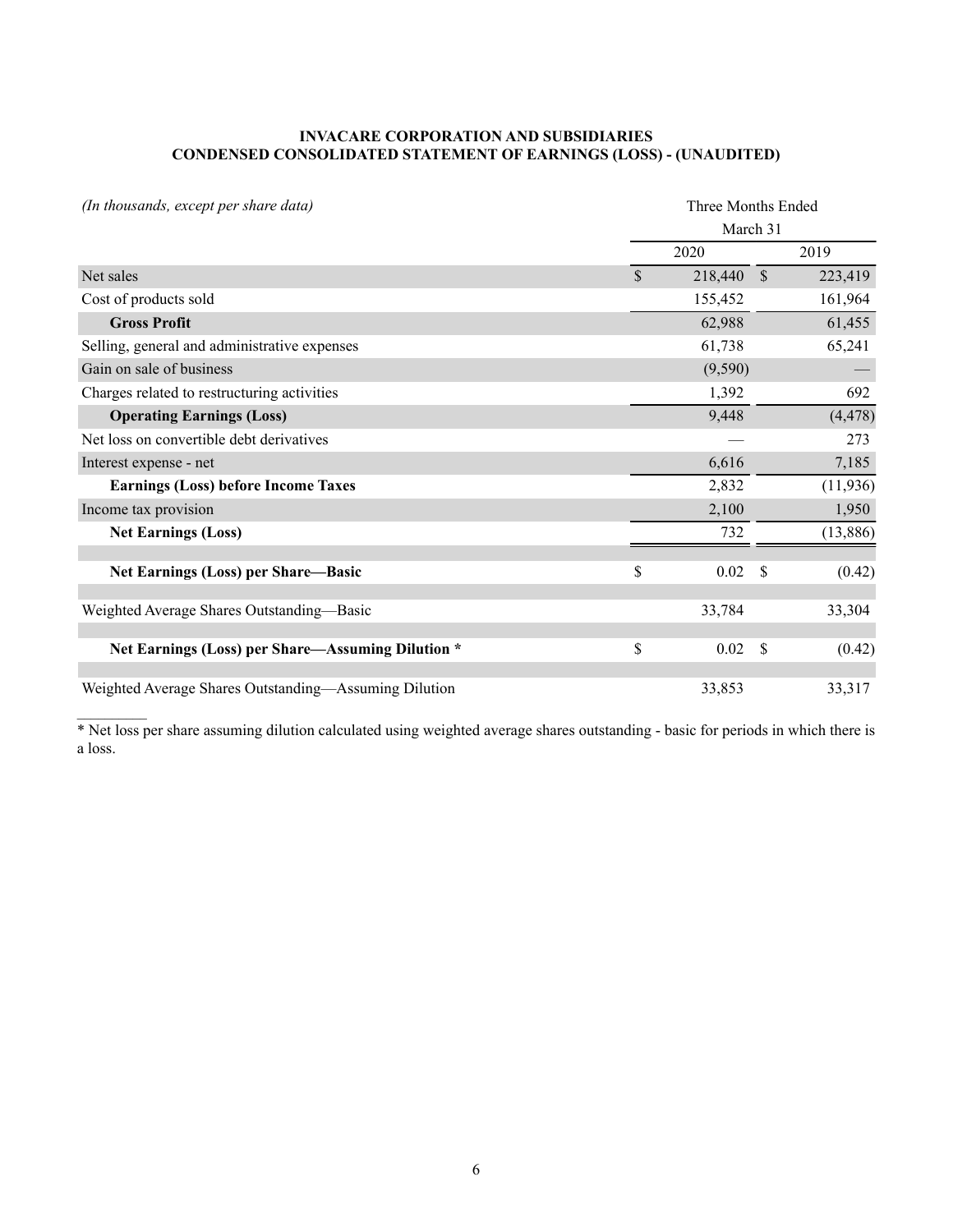**INVACARE CORPORATION AND SUBSIDIARIES**
**CONDENSED CONSOLIDATED STATEMENT OF EARNINGS (LOSS) - (UNAUDITED)**

| *(In thousands, except per share data)* | Three Months Ended March 31 | |
|---|---|---|
| | 2020 | 2019 |
| Net sales | $ 218,440 | $ 223,419 |
| Cost of products sold | 155,452 | 161,964 |
| **Gross Profit** | 62,988 | 61,455 |
| Selling, general and administrative expenses | 61,738 | 65,241 |
| Gain on sale of business | (9,590) | — |
| Charges related to restructuring activities | 1,392 | 692 |
| **Operating Earnings (Loss)** | 9,448 | (4,478) |
| Net loss on convertible debt derivatives | — | 273 |
| Interest expense - net | 6,616 | 7,185 |
| **Earnings (Loss) before Income Taxes** | 2,832 | (11,936) |
| Income tax provision | 2,100 | 1,950 |
| **Net Earnings (Loss)** | 732 | (13,886) |
| **Net Earnings (Loss) per Share—Basic** | $ 0.02 | $ (0.42) |
| Weighted Average Shares Outstanding—Basic | 33,784 | 33,304 |
| **Net Earnings (Loss) per Share—Assuming Dilution \*** | $ 0.02 | $ (0.42) |
| Weighted Average Shares Outstanding—Assuming Dilution | 33,853 | 33,317 |

\* Net loss per share assuming dilution calculated using weighted average shares outstanding - basic for periods in which there is a loss.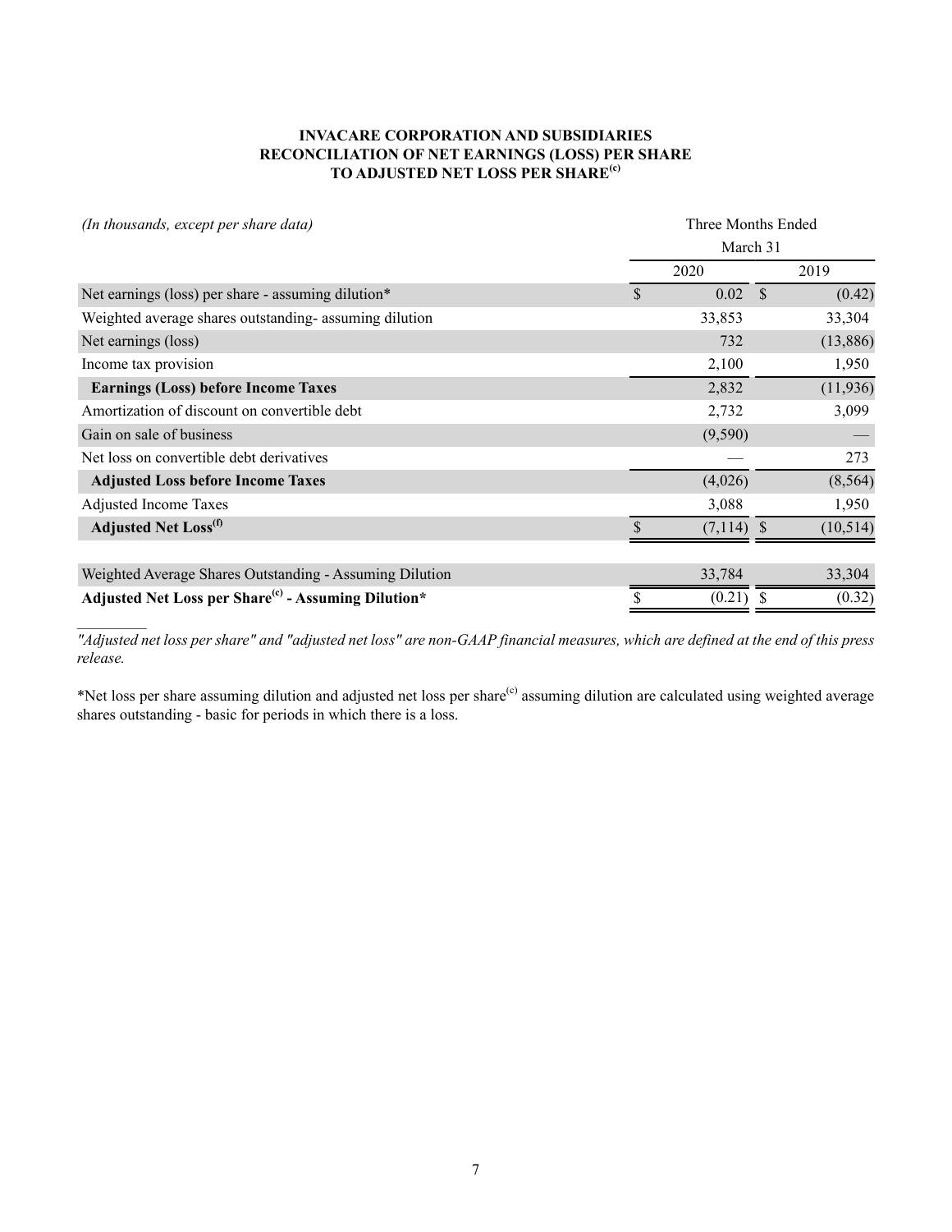**INVACARE CORPORATION AND SUBSIDIARIES**
**RECONCILIATION OF NET EARNINGS (LOSS) PER SHARE**
**TO ADJUSTED NET LOSS PER SHARE[(c)]**

| *(In thousands, except per share data)* | Three Months Ended March 31 | |
|---|---|---|
| | 2020 | 2019 |
| Net earnings (loss) per share - assuming dilution* | $ 0.02 | $ (0.42) |
| Weighted average shares outstanding- assuming dilution | 33,853 | 33,304 |
| Net earnings (loss) | 732 | (13,886) |
| Income tax provision | 2,100 | 1,950 |
| **Earnings (Loss) before Income Taxes** | 2,832 | (11,936) |
| Amortization of discount on convertible debt | 2,732 | 3,099 |
| Gain on sale of business | (9,590) | — |
| Net loss on convertible debt derivatives | — | 273 |
| **Adjusted Loss before Income Taxes** | (4,026) | (8,564) |
| Adjusted Income Taxes | 3,088 | 1,950 |
| **Adjusted Net Loss[(f)]** | $ (7,114) | $ (10,514) |
| | | |
| Weighted Average Shares Outstanding - Assuming Dilution | 33,784 | 33,304 |
| **Adjusted Net Loss per Share[(c)] - Assuming Dilution*** | $ (0.21) | $ (0.32) |

*"Adjusted net loss per share" and "adjusted net loss" are non-GAAP financial measures, which are defined at the end of this press release.*

*Net loss per share assuming dilution and adjusted net loss per share[(c)] assuming dilution are calculated using weighted average shares outstanding - basic for periods in which there is a loss.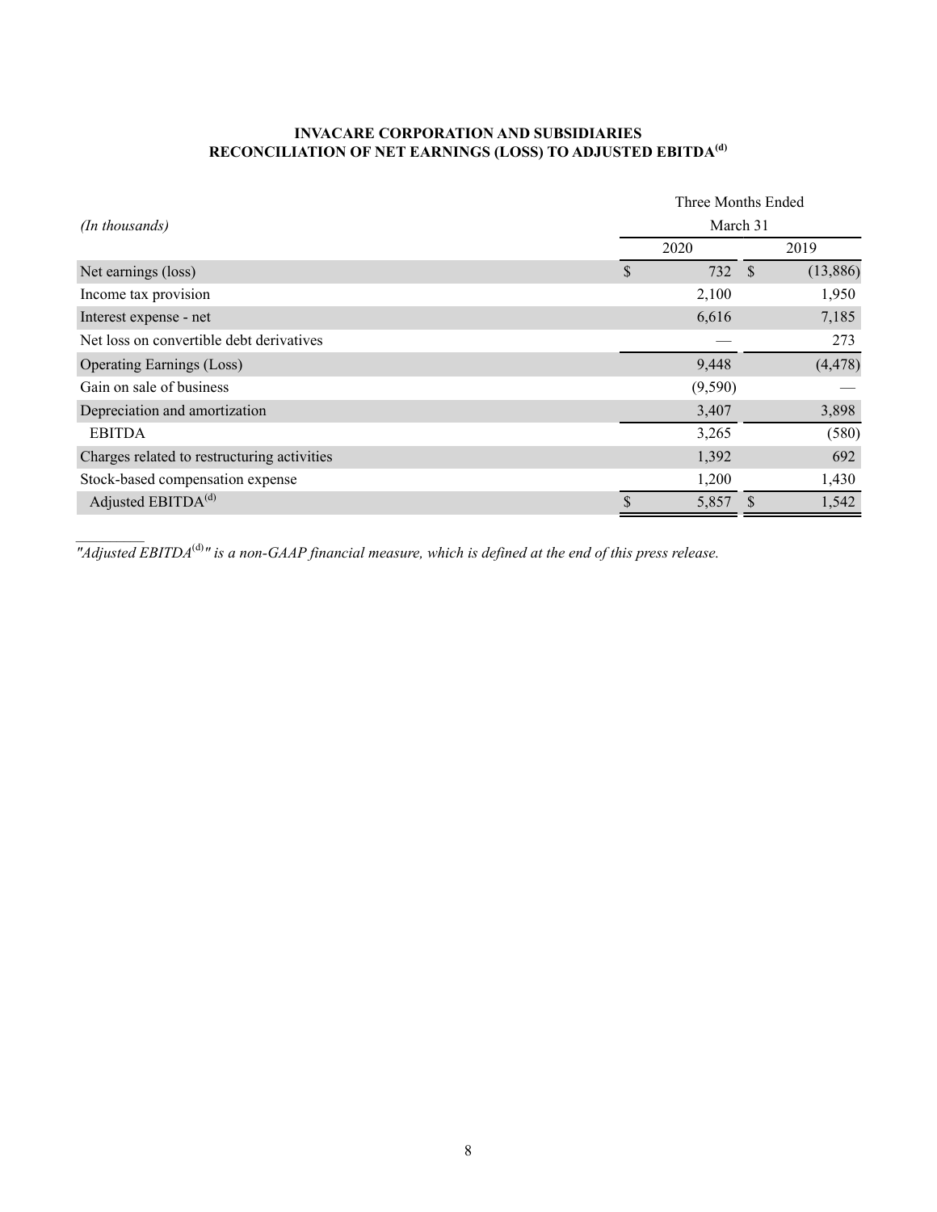**INVACARE CORPORATION AND SUBSIDIARIES**
**RECONCILIATION OF NET EARNINGS (LOSS) TO ADJUSTED EBITDA[(d)]**

| *(In thousands)* | Three Months Ended March 31 | |
|---|---|---|
| | 2020 | 2019 |
| Net earnings (loss) | $ 732 | $ (13,886) |
| Income tax provision | 2,100 | 1,950 |
| Interest expense - net | 6,616 | 7,185 |
| Net loss on convertible debt derivatives | — | 273 |
| Operating Earnings (Loss) | 9,448 | (4,478) |
| Gain on sale of business | (9,590) | — |
| Depreciation and amortization | 3,407 | 3,898 |
| EBITDA | 3,265 | (580) |
| Charges related to restructuring activities | 1,392 | 692 |
| Stock-based compensation expense | 1,200 | 1,430 |
| Adjusted EBITDA[(d)] | $ 5,857 | $ 1,542 |

*"Adjusted EBITDA[(d)]" is a non-GAAP financial measure, which is defined at the end of this press release.*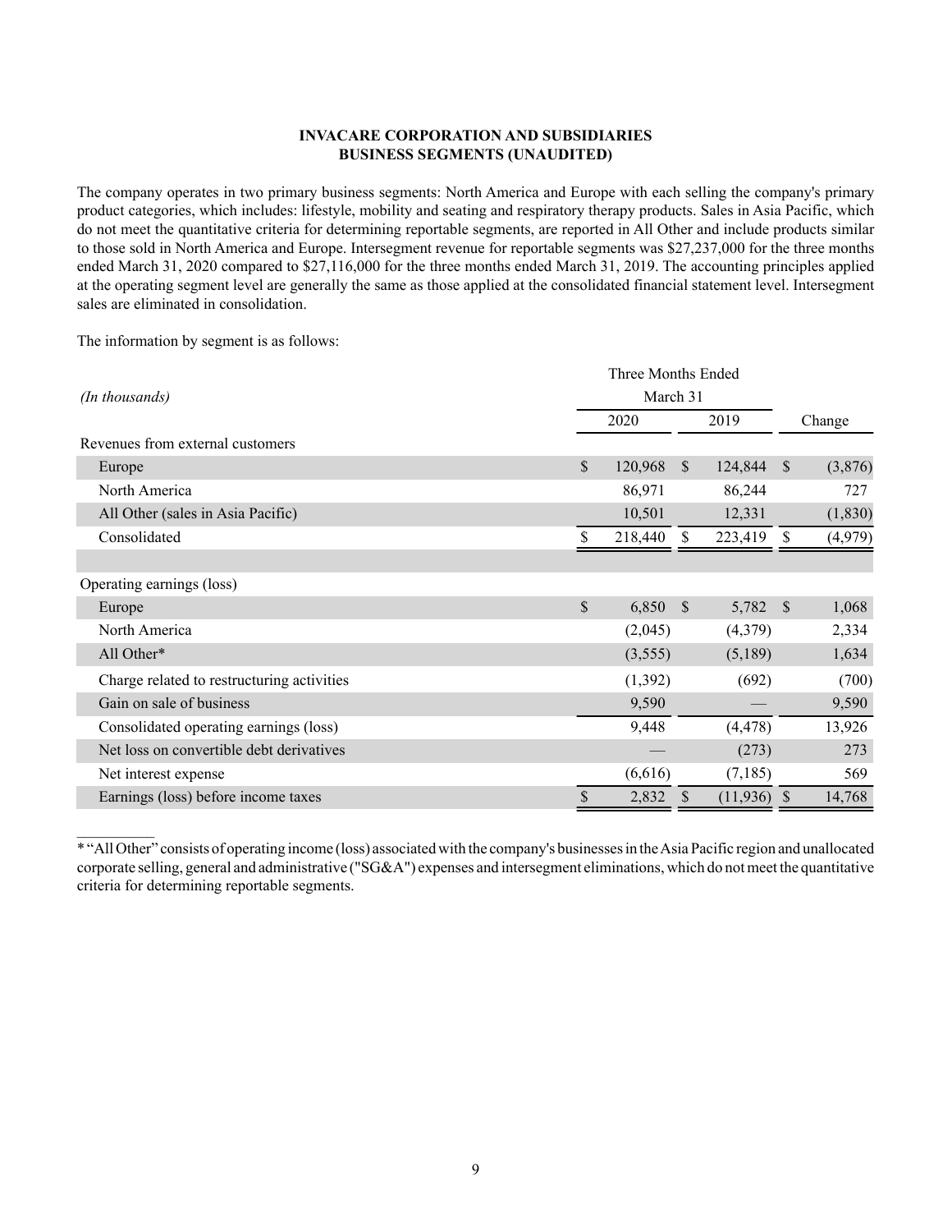**INVACARE CORPORATION AND SUBSIDIARIES**
**BUSINESS SEGMENTS (UNAUDITED)**

The company operates in two primary business segments: North America and Europe with each selling the company's primary product categories, which includes: lifestyle, mobility and seating and respiratory therapy products. Sales in Asia Pacific, which do not meet the quantitative criteria for determining reportable segments, are reported in All Other and include products similar to those sold in North America and Europe. Intersegment revenue for reportable segments was $27,237,000 for the three months ended March 31, 2020 compared to $27,116,000 for the three months ended March 31, 2019. The accounting principles applied at the operating segment level are generally the same as those applied at the consolidated financial statement level. Intersegment sales are eliminated in consolidation.

The information by segment is as follows:

| *(In thousands)* | Three Months Ended March 31 2020 | Three Months Ended March 31 2019 | Change |
|---|---|---|---|
| Revenues from external customers | | | |
| Europe | $ 120,968 | $ 124,844 | $ (3,876) |
| North America | 86,971 | 86,244 | 727 |
| All Other (sales in Asia Pacific) | 10,501 | 12,331 | (1,830) |
| Consolidated | $ 218,440 | $ 223,419 | $ (4,979) |
| | | | |
| Operating earnings (loss) | | | |
| Europe | $ 6,850 | $ 5,782 | $ 1,068 |
| North America | (2,045) | (4,379) | 2,334 |
| All Other* | (3,555) | (5,189) | 1,634 |
| Charge related to restructuring activities | (1,392) | (692) | (700) |
| Gain on sale of business | 9,590 | — | 9,590 |
| Consolidated operating earnings (loss) | 9,448 | (4,478) | 13,926 |
| Net loss on convertible debt derivatives | — | (273) | 273 |
| Net interest expense | (6,616) | (7,185) | 569 |
| Earnings (loss) before income taxes | $ 2,832 | $ (11,936) | $ 14,768 |

* “All Other” consists of operating income (loss) associated with the company's businesses in the Asia Pacific region and unallocated corporate selling, general and administrative ("SG&A") expenses and intersegment eliminations, which do not meet the quantitative criteria for determining reportable segments.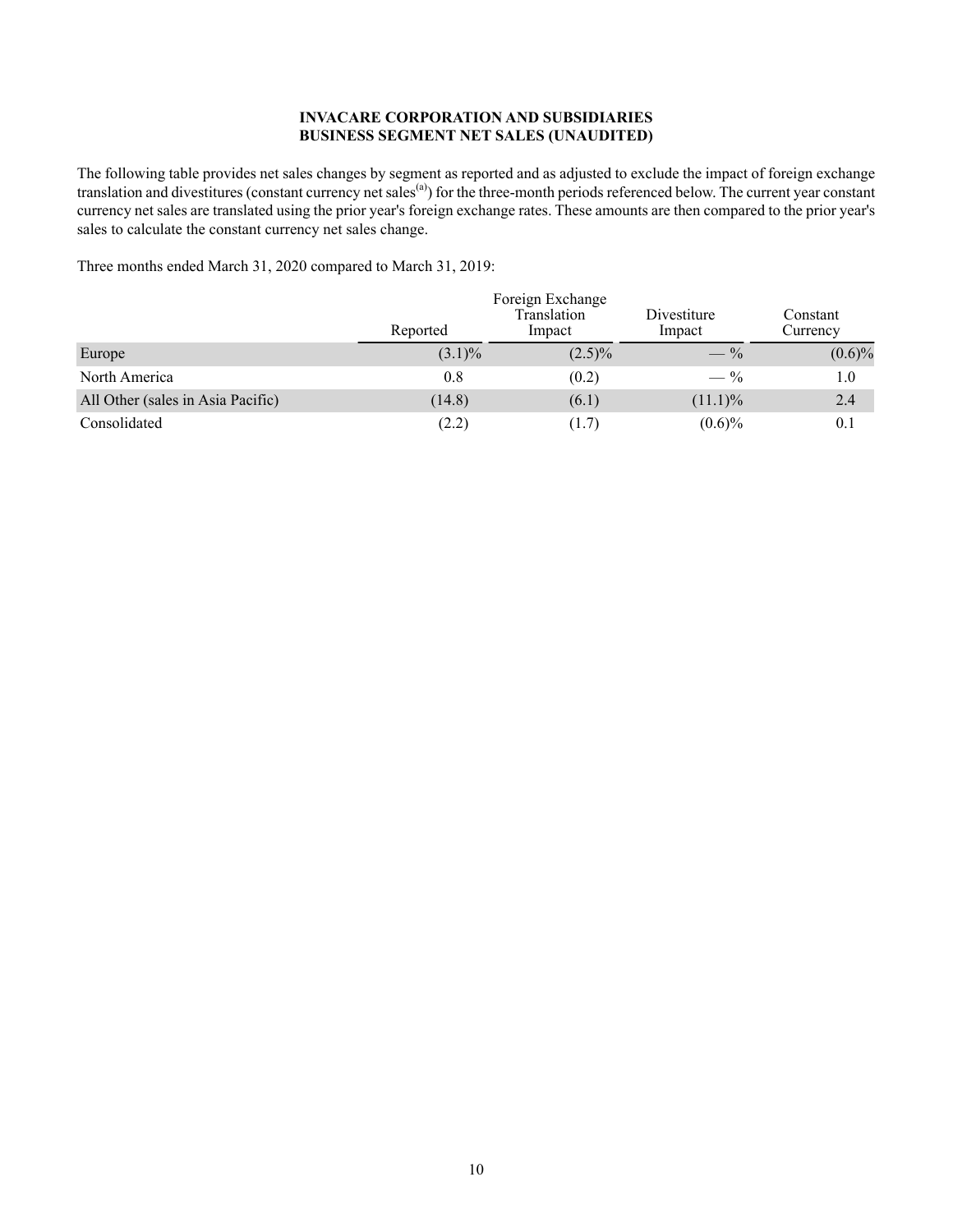**INVACARE CORPORATION AND SUBSIDIARIES**
**BUSINESS SEGMENT NET SALES (UNAUDITED)**

The following table provides net sales changes by segment as reported and as adjusted to exclude the impact of foreign exchange translation and divestitures (constant currency net sales[(a)]) for the three-month periods referenced below. The current year constant currency net sales are translated using the prior year's foreign exchange rates. These amounts are then compared to the prior year's sales to calculate the constant currency net sales change.

Three months ended March 31, 2020 compared to March 31, 2019:

| | Reported | Foreign Exchange Translation Impact | Divestiture Impact | Constant Currency |
|---|---|---|---|---|
| Europe | (3.1)% | (2.5)% | — % | (0.6)% |
| North America | 0.8 | (0.2) | — % | 1.0 |
| All Other (sales in Asia Pacific) | (14.8) | (6.1) | (11.1)% | 2.4 |
| Consolidated | (2.2) | (1.7) | (0.6)% | 0.1 |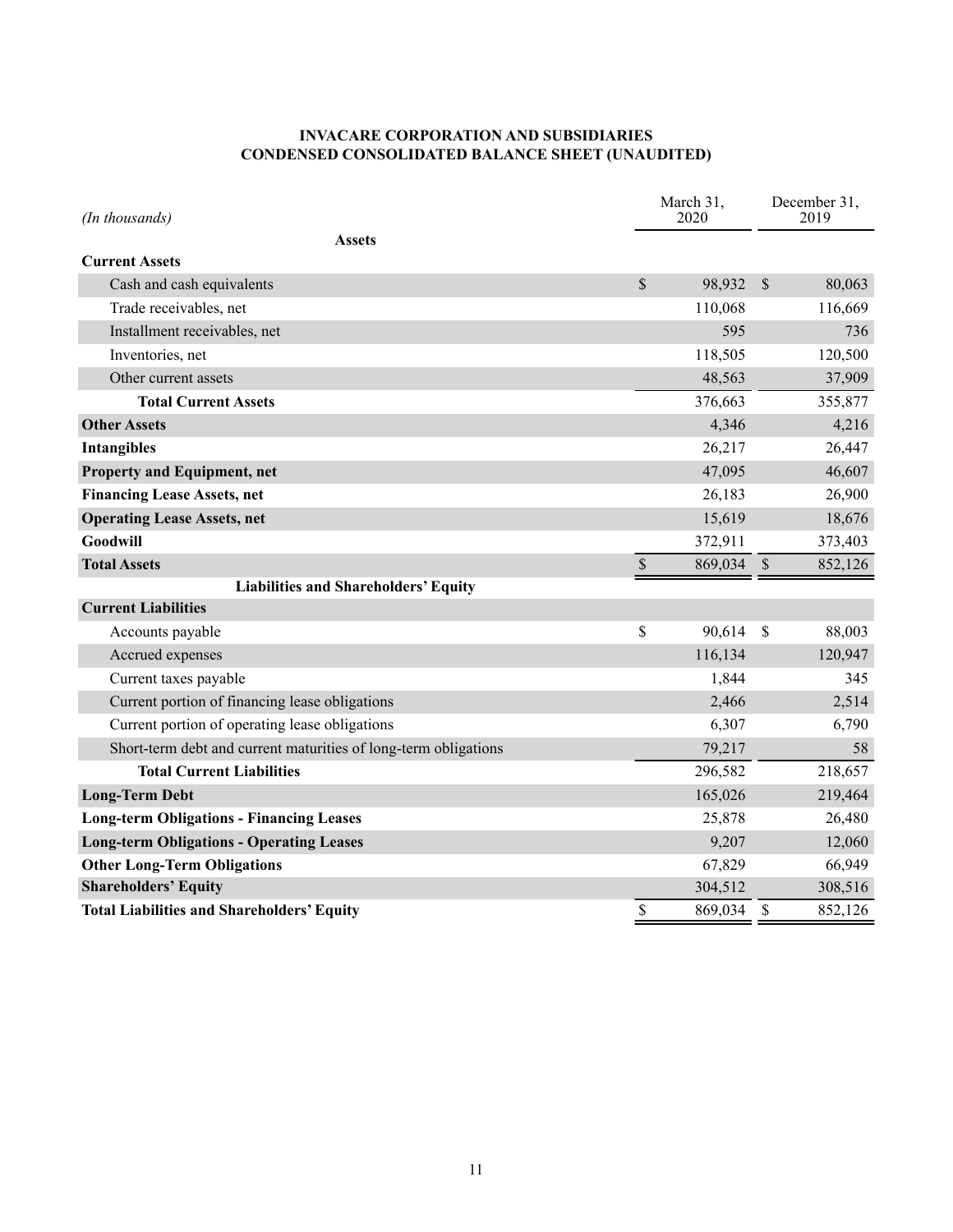**INVACARE CORPORATION AND SUBSIDIARIES**
**CONDENSED CONSOLIDATED BALANCE SHEET (UNAUDITED)**

| *(In thousands)* | March 31, 2020 | December 31, 2019 |
|---|---|---|
| **Assets** | | |
| **Current Assets** | | |
| Cash and cash equivalents | $ 98,932 | $ 80,063 |
| Trade receivables, net | 110,068 | 116,669 |
| Installment receivables, net | 595 | 736 |
| Inventories, net | 118,505 | 120,500 |
| Other current assets | 48,563 | 37,909 |
| **Total Current Assets** | 376,663 | 355,877 |
| **Other Assets** | 4,346 | 4,216 |
| **Intangibles** | 26,217 | 26,447 |
| **Property and Equipment, net** | 47,095 | 46,607 |
| **Financing Lease Assets, net** | 26,183 | 26,900 |
| **Operating Lease Assets, net** | 15,619 | 18,676 |
| **Goodwill** | 372,911 | 373,403 |
| **Total Assets** | $ 869,034 | $ 852,126 |
| **Liabilities and Shareholders' Equity** | | |
| **Current Liabilities** | | |
| Accounts payable | $ 90,614 | $ 88,003 |
| Accrued expenses | 116,134 | 120,947 |
| Current taxes payable | 1,844 | 345 |
| Current portion of financing lease obligations | 2,466 | 2,514 |
| Current portion of operating lease obligations | 6,307 | 6,790 |
| Short-term debt and current maturities of long-term obligations | 79,217 | 58 |
| **Total Current Liabilities** | 296,582 | 218,657 |
| **Long-Term Debt** | 165,026 | 219,464 |
| **Long-term Obligations - Financing Leases** | 25,878 | 26,480 |
| **Long-term Obligations - Operating Leases** | 9,207 | 12,060 |
| **Other Long-Term Obligations** | 67,829 | 66,949 |
| **Shareholders' Equity** | 304,512 | 308,516 |
| **Total Liabilities and Shareholders' Equity** | $ 869,034 | $ 852,126 |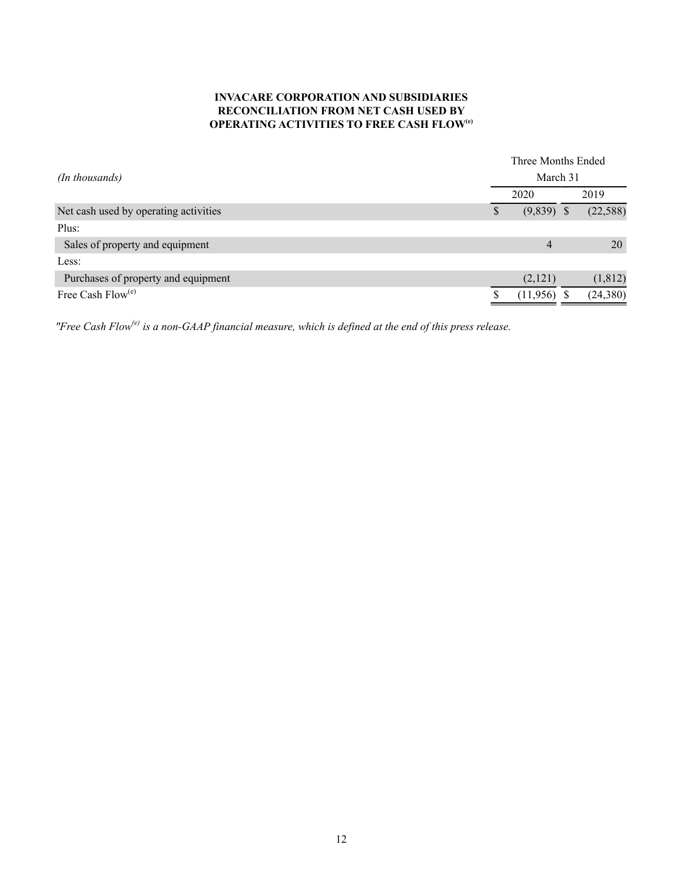**INVACARE CORPORATION AND SUBSIDIARIES**
**RECONCILIATION FROM NET CASH USED BY**
**OPERATING ACTIVITIES TO FREE CASH FLOW[e]**

| *(In thousands)* | Three Months Ended March 31 | |
|---|---|---|
| | 2020 | 2019 |
| Net cash used by operating activities | $ (9,839) | $ (22,588) |
| Plus: | | |
| Sales of property and equipment | 4 | 20 |
| Less: | | |
| Purchases of property and equipment | (2,121) | (1,812) |
| Free Cash Flow[e] | $ (11,956) | $ (24,380) |

*"Free Cash Flow[e] is a non-GAAP financial measure, which is defined at the end of this press release.*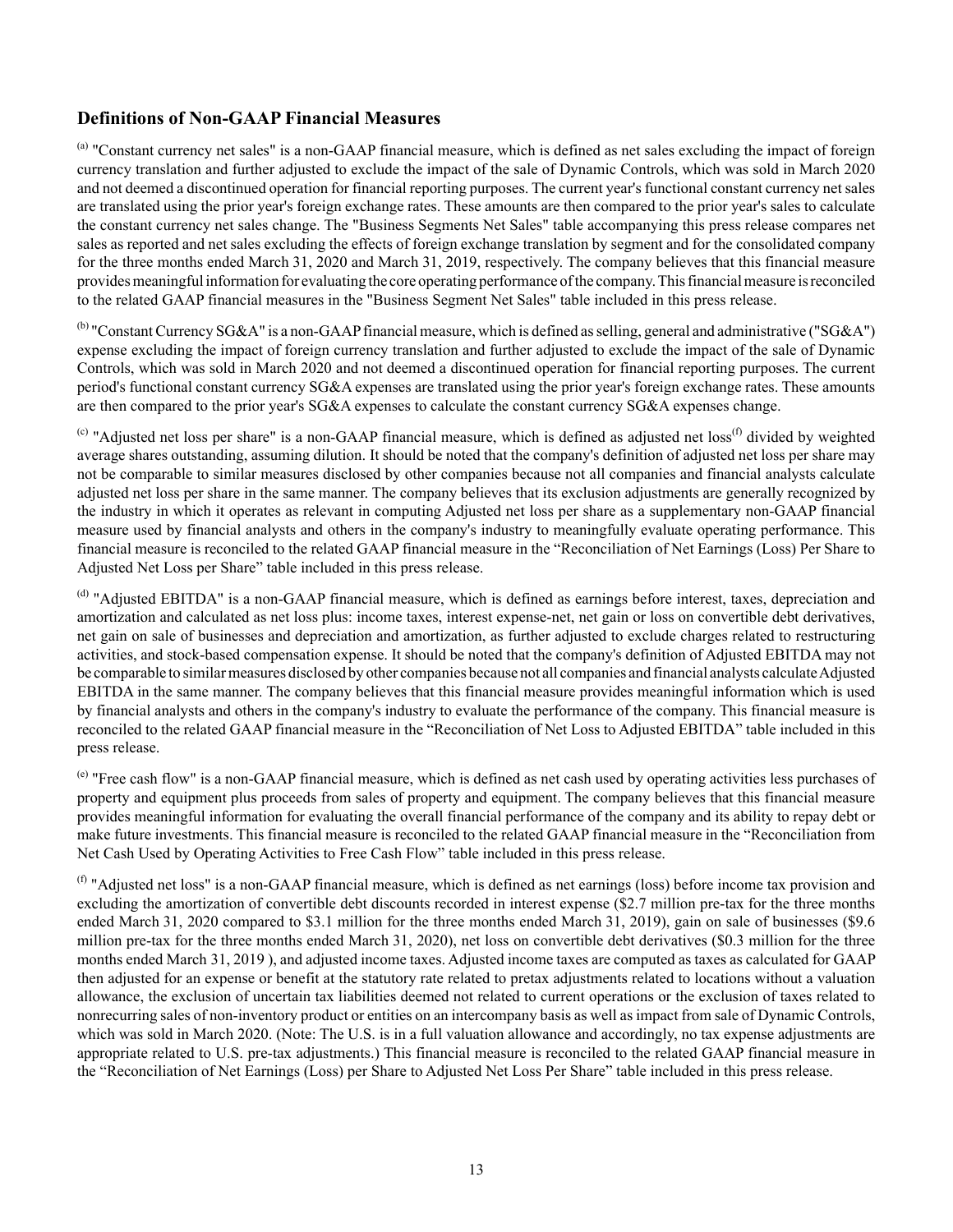## Definitions of Non-GAAP Financial Measures

[a] "Constant currency net sales" is a non-GAAP financial measure, which is defined as net sales excluding the impact of foreign currency translation and further adjusted to exclude the impact of the sale of Dynamic Controls, which was sold in March 2020 and not deemed a discontinued operation for financial reporting purposes. The current year's functional constant currency net sales are translated using the prior year's foreign exchange rates. These amounts are then compared to the prior year's sales to calculate the constant currency net sales change. The "Business Segments Net Sales" table accompanying this press release compares net sales as reported and net sales excluding the effects of foreign exchange translation by segment and for the consolidated company for the three months ended March 31, 2020 and March 31, 2019, respectively. The company believes that this financial measure provides meaningful information for evaluating the core operating performance of the company. This financial measure is reconciled to the related GAAP financial measures in the "Business Segment Net Sales" table included in this press release.

[b] "Constant Currency SG&A" is a non-GAAP financial measure, which is defined as selling, general and administrative ("SG&A") expense excluding the impact of foreign currency translation and further adjusted to exclude the impact of the sale of Dynamic Controls, which was sold in March 2020 and not deemed a discontinued operation for financial reporting purposes. The current period's functional constant currency SG&A expenses are translated using the prior year's foreign exchange rates. These amounts are then compared to the prior year's SG&A expenses to calculate the constant currency SG&A expenses change.

[c] "Adjusted net loss per share" is a non-GAAP financial measure, which is defined as adjusted net loss[f] divided by weighted average shares outstanding, assuming dilution. It should be noted that the company's definition of adjusted net loss per share may not be comparable to similar measures disclosed by other companies because not all companies and financial analysts calculate adjusted net loss per share in the same manner. The company believes that its exclusion adjustments are generally recognized by the industry in which it operates as relevant in computing Adjusted net loss per share as a supplementary non-GAAP financial measure used by financial analysts and others in the company's industry to meaningfully evaluate operating performance. This financial measure is reconciled to the related GAAP financial measure in the "Reconciliation of Net Earnings (Loss) Per Share to Adjusted Net Loss per Share" table included in this press release.

[d] "Adjusted EBITDA" is a non-GAAP financial measure, which is defined as earnings before interest, taxes, depreciation and amortization and calculated as net loss plus: income taxes, interest expense-net, net gain or loss on convertible debt derivatives, net gain on sale of businesses and depreciation and amortization, as further adjusted to exclude charges related to restructuring activities, and stock-based compensation expense. It should be noted that the company's definition of Adjusted EBITDA may not be comparable to similar measures disclosed by other companies because not all companies and financial analysts calculate Adjusted EBITDA in the same manner. The company believes that this financial measure provides meaningful information which is used by financial analysts and others in the company's industry to evaluate the performance of the company. This financial measure is reconciled to the related GAAP financial measure in the "Reconciliation of Net Loss to Adjusted EBITDA" table included in this press release.

[e] "Free cash flow" is a non-GAAP financial measure, which is defined as net cash used by operating activities less purchases of property and equipment plus proceeds from sales of property and equipment. The company believes that this financial measure provides meaningful information for evaluating the overall financial performance of the company and its ability to repay debt or make future investments. This financial measure is reconciled to the related GAAP financial measure in the "Reconciliation from Net Cash Used by Operating Activities to Free Cash Flow" table included in this press release.

[f] "Adjusted net loss" is a non-GAAP financial measure, which is defined as net earnings (loss) before income tax provision and excluding the amortization of convertible debt discounts recorded in interest expense ($2.7 million pre-tax for the three months ended March 31, 2020 compared to $3.1 million for the three months ended March 31, 2019), gain on sale of businesses ($9.6 million pre-tax for the three months ended March 31, 2020), net loss on convertible debt derivatives ($0.3 million for the three months ended March 31, 2019 ), and adjusted income taxes. Adjusted income taxes are computed as taxes as calculated for GAAP then adjusted for an expense or benefit at the statutory rate related to pretax adjustments related to locations without a valuation allowance, the exclusion of uncertain tax liabilities deemed not related to current operations or the exclusion of taxes related to nonrecurring sales of non-inventory product or entities on an intercompany basis as well as impact from sale of Dynamic Controls, which was sold in March 2020. (Note: The U.S. is in a full valuation allowance and accordingly, no tax expense adjustments are appropriate related to U.S. pre-tax adjustments.) This financial measure is reconciled to the related GAAP financial measure in the "Reconciliation of Net Earnings (Loss) per Share to Adjusted Net Loss Per Share" table included in this press release.